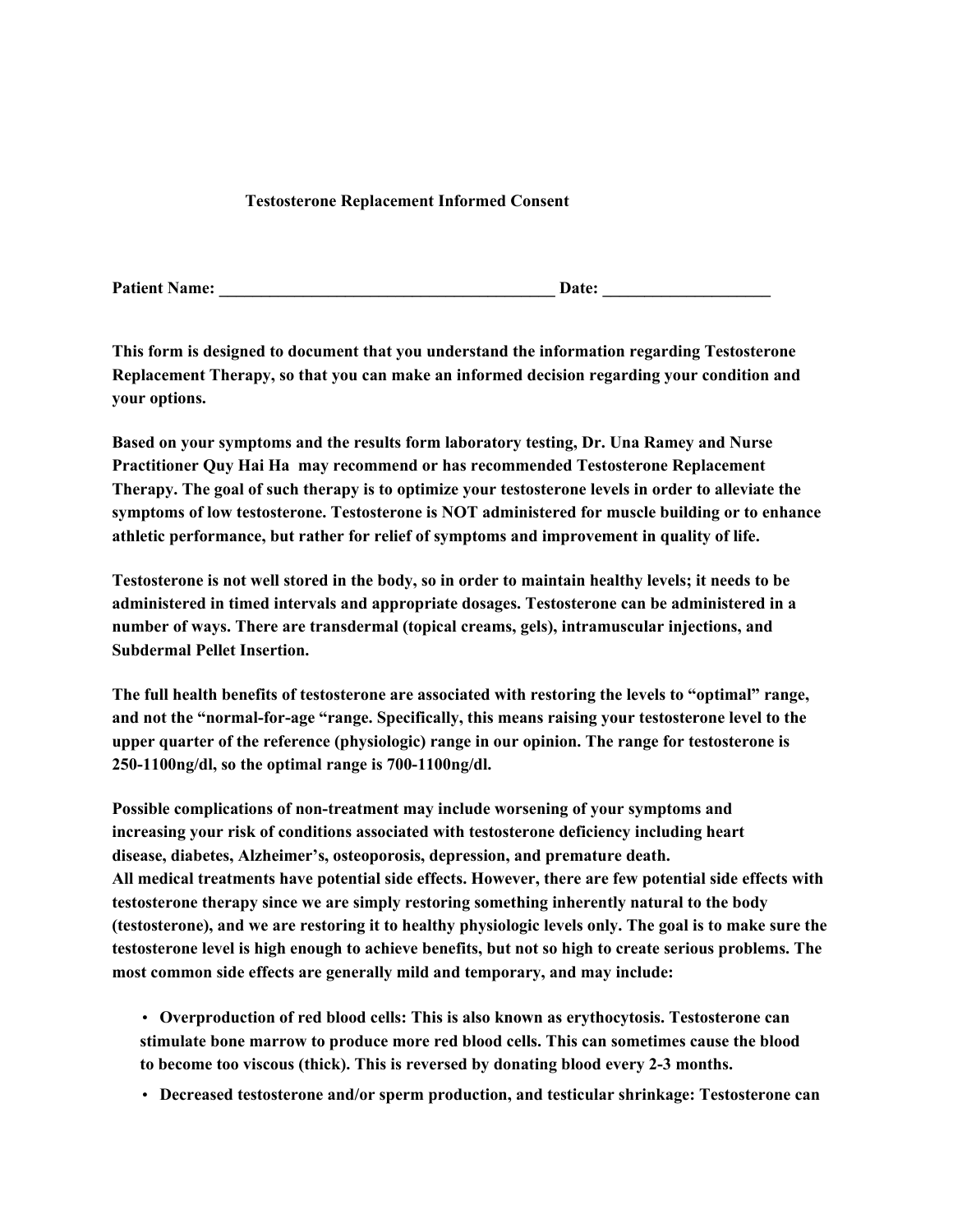# Testosterone Replacement Informed Consent

**Patient Name: ________________________________________ Date: ____________________**

**This form is designed to document that you understand the information regarding Testosterone Replacement Therapy, so that you can make an informed decision regarding your condition and your options.**

**Based on your symptoms and the results form laboratory testing, Dr. Una Ramey and Nurse Practitioner Quy Hai Ha may recommend or has recommended Testosterone Replacement Therapy. The goal of such therapy is to optimize your testosterone levels in order to alleviate the symptoms of low testosterone. Testosterone is NOT administered for muscle building or to enhance athletic performance, but rather for relief of symptoms and improvement in quality of life.**

**Testosterone is not well stored in the body, so in order to maintain healthy levels; it needs to be administered in timed intervals and appropriate dosages. Testosterone can be administered in a number of ways. There are transdermal (topical creams, gels), intramuscular injections, and Subdermal Pellet Insertion.**

**The full health benefits of testosterone are associated with restoring the levels to "optimal" range, and not the "normal-for-age "range. Specifically, this means raising your testosterone level to the upper quarter of the reference (physiologic) range in our opinion. The range for testosterone is 250-1100ng/dl, so the optimal range is 700-1100ng/dl.**

**Possible complications of non-treatment may include worsening of your symptoms and increasing your risk of conditions associated with testosterone deficiency including heart disease, diabetes, Alzheimer's, osteoporosis, depression, and premature death.**
**All medical treatments have potential side effects. However, there are few potential side effects with testosterone therapy since we are simply restoring something inherently natural to the body (testosterone), and we are restoring it to healthy physiologic levels only. The goal is to make sure the testosterone level is high enough to achieve benefits, but not so high to create serious problems. The most common side effects are generally mild and temporary, and may include:**

- **Overproduction of red blood cells: This is also known as erythocytosis. Testosterone can stimulate bone marrow to produce more red blood cells. This can sometimes cause the blood to become too viscous (thick). This is reversed by donating blood every 2-3 months.**
- **Decreased testosterone and/or sperm production, and testicular shrinkage: Testosterone can**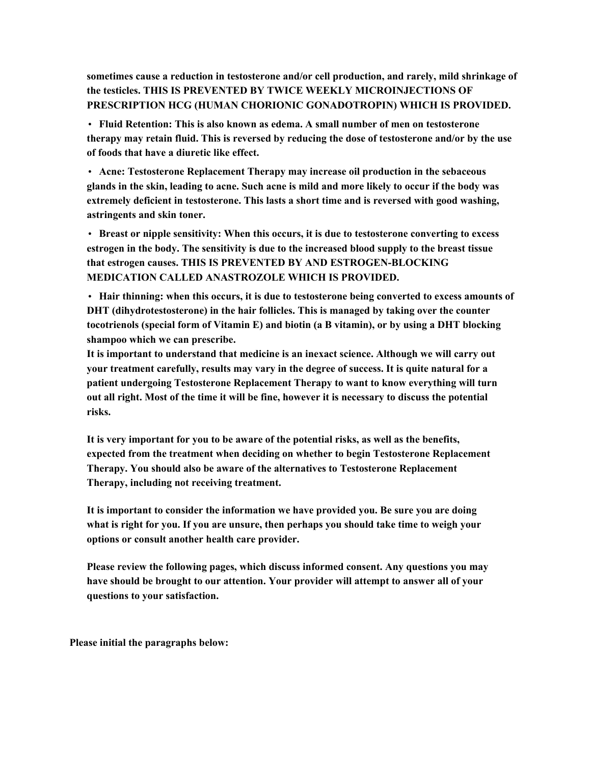**sometimes cause a reduction in testosterone and/or cell production, and rarely, mild shrinkage of the testicles. THIS IS PREVENTED BY TWICE WEEKLY MICROINJECTIONS OF PRESCRIPTION HCG (HUMAN CHORIONIC GONADOTROPIN) WHICH IS PROVIDED.**

- **Fluid Retention: This is also known as edema. A small number of men on testosterone therapy may retain fluid. This is reversed by reducing the dose of testosterone and/or by the use of foods that have a diuretic like effect.**
- **Acne: Testosterone Replacement Therapy may increase oil production in the sebaceous glands in the skin, leading to acne. Such acne is mild and more likely to occur if the body was extremely deficient in testosterone. This lasts a short time and is reversed with good washing, astringents and skin toner.**
- **Breast or nipple sensitivity: When this occurs, it is due to testosterone converting to excess estrogen in the body. The sensitivity is due to the increased blood supply to the breast tissue that estrogen causes. THIS IS PREVENTED BY AND ESTROGEN-BLOCKING MEDICATION CALLED ANASTROZOLE WHICH IS PROVIDED.**
- **Hair thinning: when this occurs, it is due to testosterone being converted to excess amounts of DHT (dihydrotestosterone) in the hair follicles. This is managed by taking over the counter tocotrienols (special form of Vitamin E) and biotin (a B vitamin), or by using a DHT blocking shampoo which we can prescribe.**

**It is important to understand that medicine is an inexact science. Although we will carry out your treatment carefully, results may vary in the degree of success. It is quite natural for a patient undergoing Testosterone Replacement Therapy to want to know everything will turn out all right. Most of the time it will be fine, however it is necessary to discuss the potential risks.**

**It is very important for you to be aware of the potential risks, as well as the benefits, expected from the treatment when deciding on whether to begin Testosterone Replacement Therapy. You should also be aware of the alternatives to Testosterone Replacement Therapy, including not receiving treatment.**

**It is important to consider the information we have provided you. Be sure you are doing what is right for you. If you are unsure, then perhaps you should take time to weigh your options or consult another health care provider.**

**Please review the following pages, which discuss informed consent. Any questions you may have should be brought to our attention. Your provider will attempt to answer all of your questions to your satisfaction.**

**Please initial the paragraphs below:**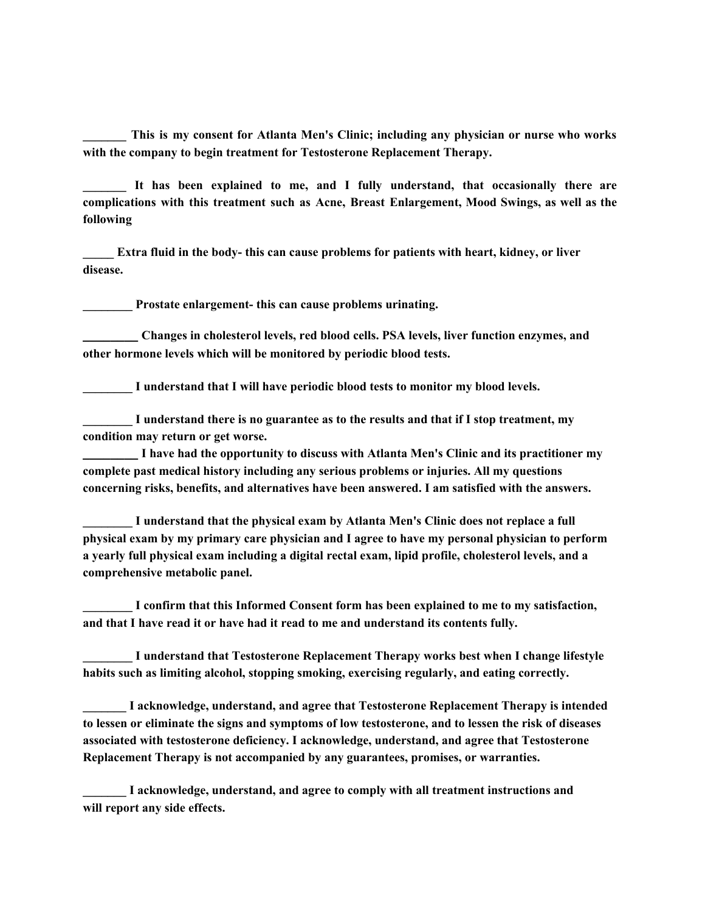**_______ This is my consent for Atlanta Men's Clinic; including any physician or nurse who works with the company to begin treatment for Testosterone Replacement Therapy.**

**_______ It has been explained to me, and I fully understand, that occasionally there are complications with this treatment such as Acne, Breast Enlargement, Mood Swings, as well as the following**

**_____ Extra fluid in the body- this can cause problems for patients with heart, kidney, or liver disease.**

**________ Prostate enlargement- this can cause problems urinating.**

**_________ Changes in cholesterol levels, red blood cells. PSA levels, liver function enzymes, and other hormone levels which will be monitored by periodic blood tests.**

**________ I understand that I will have periodic blood tests to monitor my blood levels.**

**________ I understand there is no guarantee as to the results and that if I stop treatment, my condition may return or get worse.**

**_________ I have had the opportunity to discuss with Atlanta Men's Clinic and its practitioner my complete past medical history including any serious problems or injuries. All my questions concerning risks, benefits, and alternatives have been answered. I am satisfied with the answers.**

**________ I understand that the physical exam by Atlanta Men's Clinic does not replace a full physical exam by my primary care physician and I agree to have my personal physician to perform a yearly full physical exam including a digital rectal exam, lipid profile, cholesterol levels, and a comprehensive metabolic panel.**

**________ I confirm that this Informed Consent form has been explained to me to my satisfaction, and that I have read it or have had it read to me and understand its contents fully.**

**________ I understand that Testosterone Replacement Therapy works best when I change lifestyle habits such as limiting alcohol, stopping smoking, exercising regularly, and eating correctly.**

**_______ I acknowledge, understand, and agree that Testosterone Replacement Therapy is intended to lessen or eliminate the signs and symptoms of low testosterone, and to lessen the risk of diseases associated with testosterone deficiency. I acknowledge, understand, and agree that Testosterone Replacement Therapy is not accompanied by any guarantees, promises, or warranties.**

**_______ I acknowledge, understand, and agree to comply with all treatment instructions and will report any side effects.**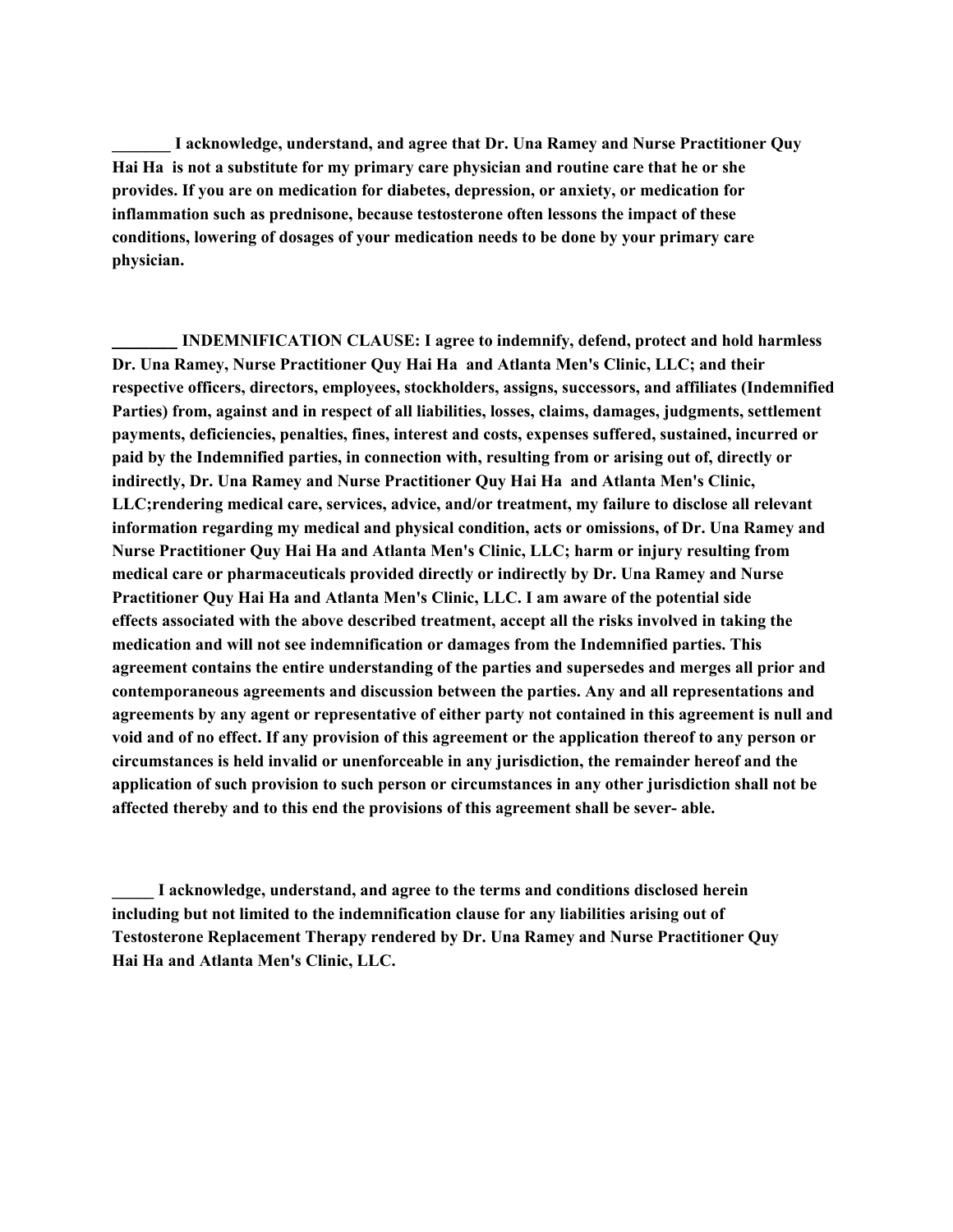**_______ I acknowledge, understand, and agree that Dr. Una Ramey and Nurse Practitioner Quy Hai Ha is not a substitute for my primary care physician and routine care that he or she provides. If you are on medication for diabetes, depression, or anxiety, or medication for inflammation such as prednisone, because testosterone often lessons the impact of these conditions, lowering of dosages of your medication needs to be done by your primary care physician.**

**________ INDEMNIFICATION CLAUSE: I agree to indemnify, defend, protect and hold harmless Dr. Una Ramey, Nurse Practitioner Quy Hai Ha and Atlanta Men's Clinic, LLC; and their respective officers, directors, employees, stockholders, assigns, successors, and affiliates (Indemnified Parties) from, against and in respect of all liabilities, losses, claims, damages, judgments, settlement payments, deficiencies, penalties, fines, interest and costs, expenses suffered, sustained, incurred or paid by the Indemnified parties, in connection with, resulting from or arising out of, directly or indirectly, Dr. Una Ramey and Nurse Practitioner Quy Hai Ha and Atlanta Men's Clinic, LLC;rendering medical care, services, advice, and/or treatment, my failure to disclose all relevant information regarding my medical and physical condition, acts or omissions, of Dr. Una Ramey and Nurse Practitioner Quy Hai Ha and Atlanta Men's Clinic, LLC; harm or injury resulting from medical care or pharmaceuticals provided directly or indirectly by Dr. Una Ramey and Nurse Practitioner Quy Hai Ha and Atlanta Men's Clinic, LLC. I am aware of the potential side effects associated with the above described treatment, accept all the risks involved in taking the medication and will not see indemnification or damages from the Indemnified parties. This agreement contains the entire understanding of the parties and supersedes and merges all prior and contemporaneous agreements and discussion between the parties. Any and all representations and agreements by any agent or representative of either party not contained in this agreement is null and void and of no effect. If any provision of this agreement or the application thereof to any person or circumstances is held invalid or unenforceable in any jurisdiction, the remainder hereof and the application of such provision to such person or circumstances in any other jurisdiction shall not be affected thereby and to this end the provisions of this agreement shall be sever- able.**

**_____ I acknowledge, understand, and agree to the terms and conditions disclosed herein including but not limited to the indemnification clause for any liabilities arising out of Testosterone Replacement Therapy rendered by Dr. Una Ramey and Nurse Practitioner Quy Hai Ha and Atlanta Men's Clinic, LLC.**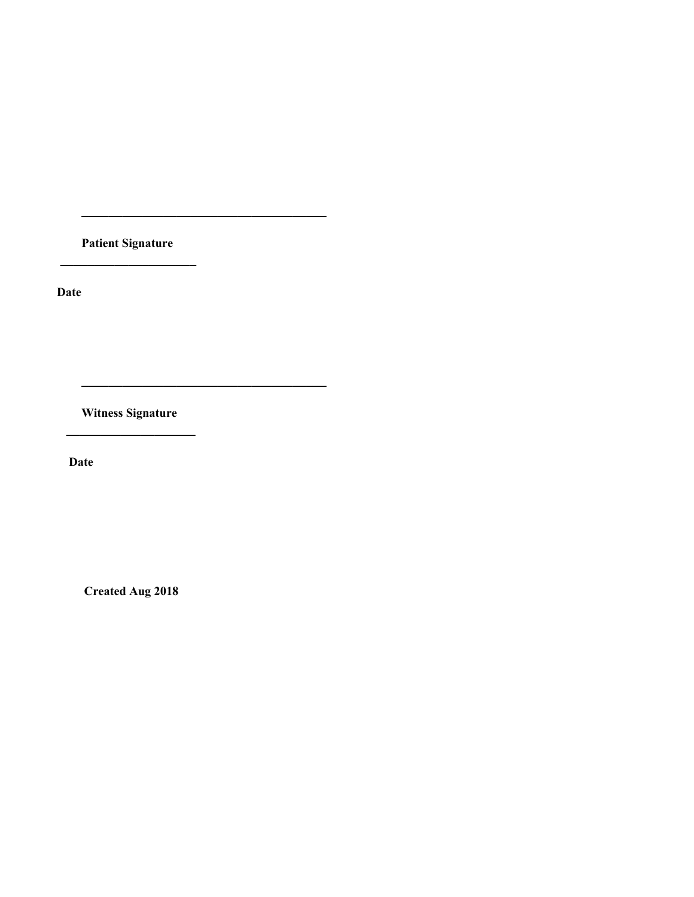______________________________________

**Patient Signature**

_____________________

**Date**

______________________________________

**Witness Signature**

____________________

**Date**

**Created Aug 2018**